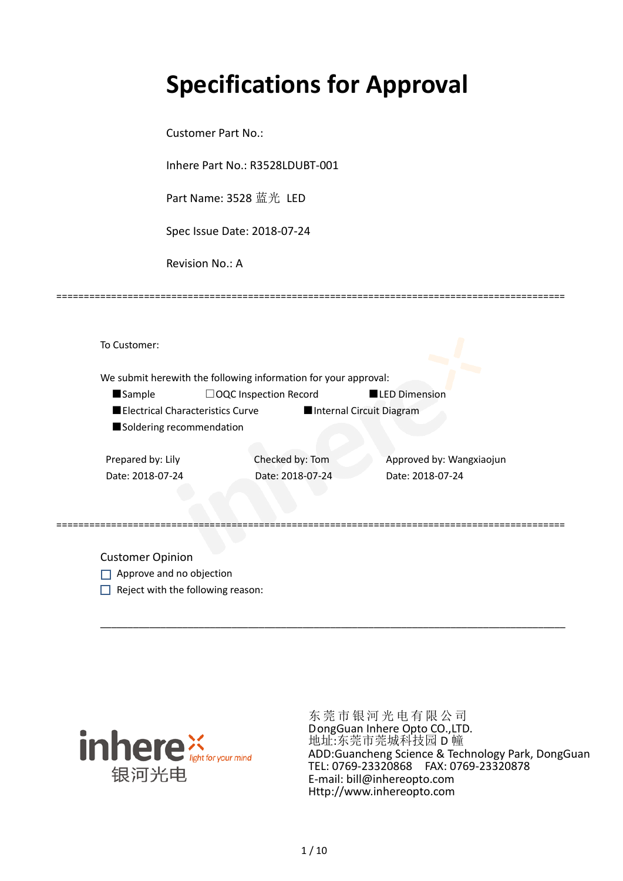# Specifications for Approval

Customer Part No.:

Inhere Part No.: R3528LDUBT-001

Part Name: 3528 蓝光 LED

Spec Issue Date: 2018-07-24

Revision No.: A

==========================================================================================

To Customer:

We submit herewith the following information for your approval:

■Sample ☐OQC Inspection Record ■LED Dimension

■Electrical Characteristics Curve ■Internal Circuit Diagram

■Soldering recommendation

| Prepared by: Lily | Checked by: Tom | Approved by: Wangxiaojun |
|---|---|---|
| Date: 2018-07-24 | Date: 2018-07-24 | Date: 2018-07-24 |

==========================================================================================

Customer Opinion

☐ Approve and no objection

☐ Reject with the following reason:

______________________________________________________________________________

inhere light for your mind 银河光电

东莞市银河光电有限公司
DongGuan Inhere Opto CO.,LTD.
地址:东莞市莞城科技园 D 幢
ADD:Guancheng Science & Technology Park, DongGuan
TEL: 0769-23320868 FAX: 0769-23320878
E-mail: bill@inhereopto.com
Http://www.inhereopto.com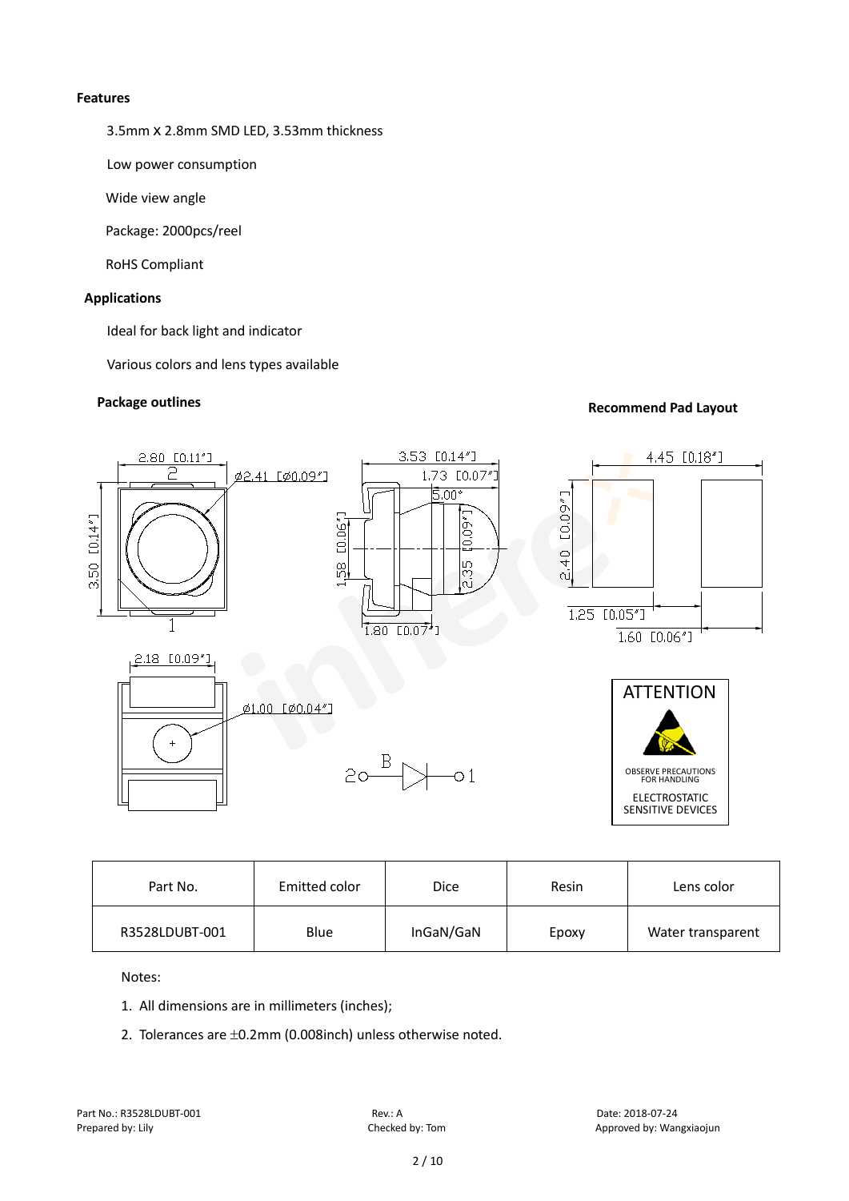**Features**

3.5mm X 2.8mm SMD LED, 3.53mm thickness

Low power consumption

Wide view angle

Package: 2000pcs/reel

RoHS Compliant

**Applications**

Ideal for back light and indicator

Various colors and lens types available

**Package outlines**

**Recommend Pad Layout**

| Part No. | Emitted color | Dice | Resin | Lens color |
|---|---|---|---|---|
| R3528LDUBT-001 | Blue | InGaN/GaN | Epoxy | Water transparent |

Notes:

1. All dimensions are in millimeters (inches);
2. Tolerances are ±0.2mm (0.008inch) unless otherwise noted.

Part No.: R3528LDUBT-001　　Rev.: A　　Date: 2018-07-24

Prepared by: Lily　　Checked by: Tom　　Approved by: Wangxiaojun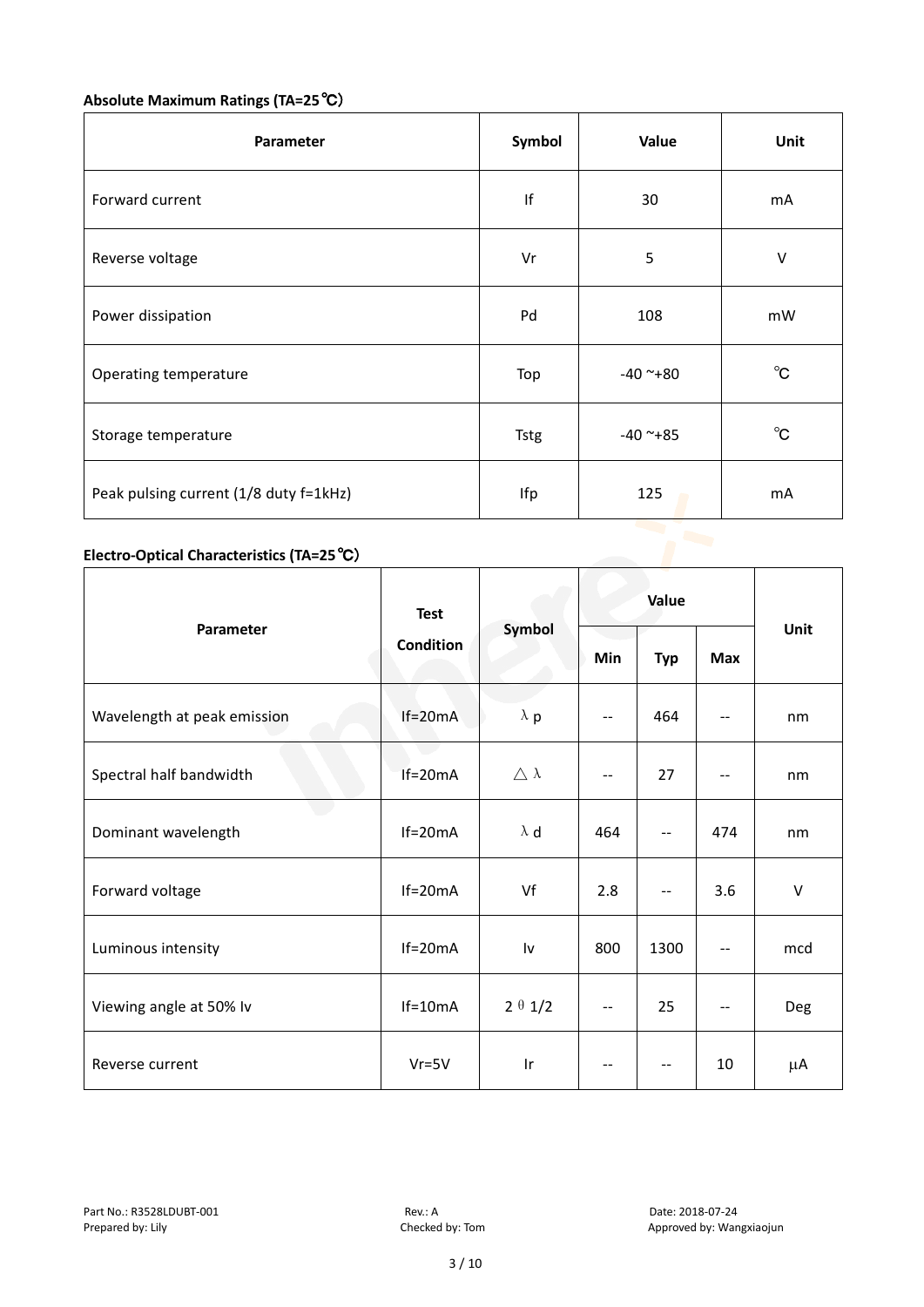**Absolute Maximum Ratings (TA=25℃)**

| Parameter | Symbol | Value | Unit |
| --- | --- | --- | --- |
| Forward current | If | 30 | mA |
| Reverse voltage | Vr | 5 | V |
| Power dissipation | Pd | 108 | mW |
| Operating temperature | Top | -40 ~+80 | ℃ |
| Storage temperature | Tstg | -40 ~+85 | ℃ |
| Peak pulsing current (1/8 duty f=1kHz) | Ifp | 125 | mA |

**Electro-Optical Characteristics (TA=25℃)**

| Parameter | Test Condition | Symbol | Value | | | Unit |
| --- | --- | --- | --- | --- | --- | --- |
| | | | Min | Typ | Max | |
| Wavelength at peak emission | If=20mA | λp | -- | 464 | -- | nm |
| Spectral half bandwidth | If=20mA | △λ | -- | 27 | -- | nm |
| Dominant wavelength | If=20mA | λd | 464 | -- | 474 | nm |
| Forward voltage | If=20mA | Vf | 2.8 | -- | 3.6 | V |
| Luminous intensity | If=20mA | Iv | 800 | 1300 | -- | mcd |
| Viewing angle at 50% Iv | If=10mA | 2θ1/2 | -- | 25 | -- | Deg |
| Reverse current | Vr=5V | Ir | -- | -- | 10 | μA |

Part No.: R3528LDUBT-001 Rev.: A Date: 2018-07-24
Prepared by: Lily Checked by: Tom Approved by: Wangxiaojun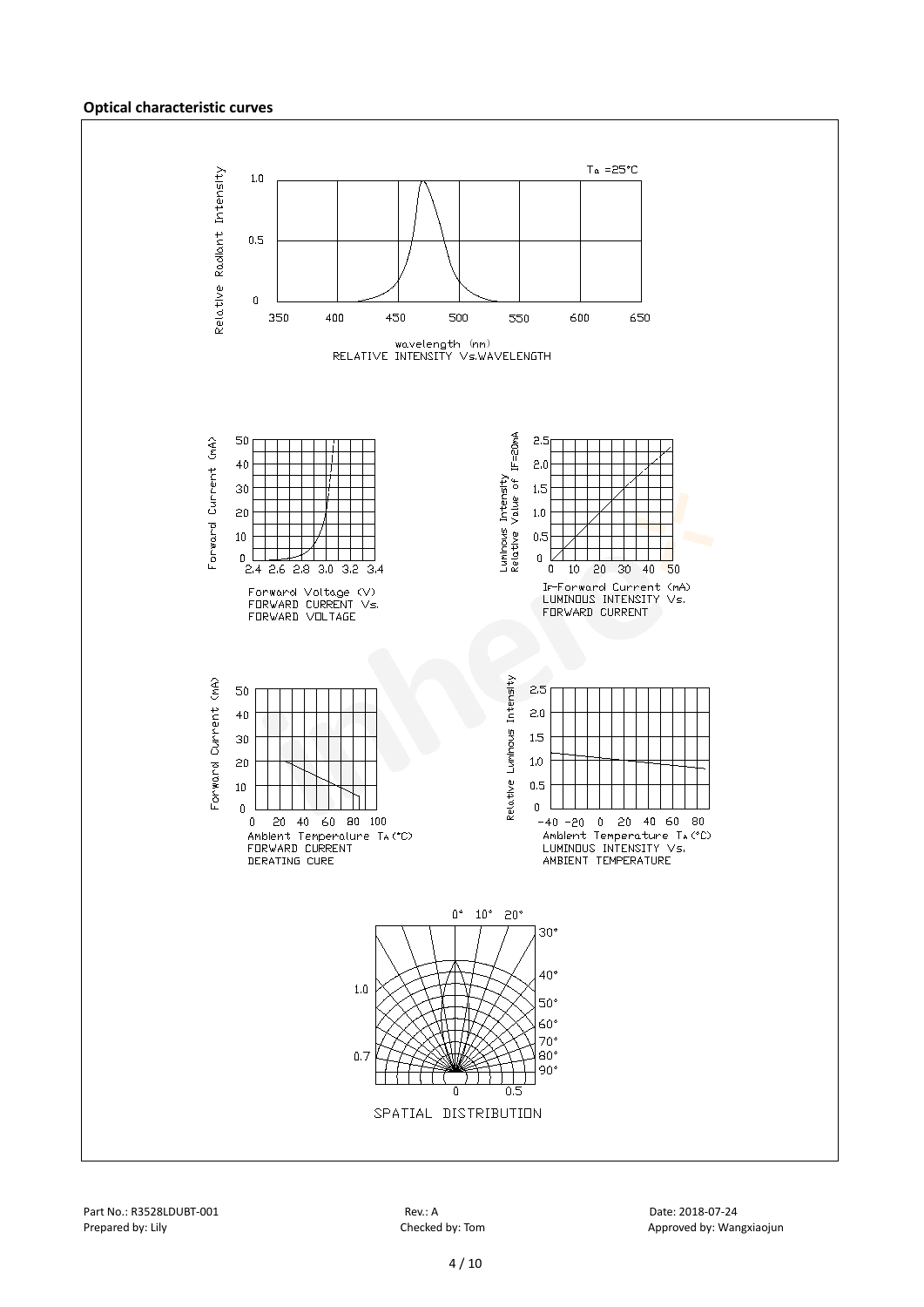**Optical characteristic curves**

Ta =25°C

Relative Radiant Intensity

1.0

0.5

0

350 400 450 500 550 600 650

wavelength (nm)

RELATIVE INTENSITY Vs.WAVELENGTH

Forward Current (mA)

50 40 30 20 10 0

2.4 2.6 2.8 3.0 3.2 3.4

Forward Voltage (V)

FORWARD CURRENT Vs. FORWARD VOLTAGE

Luminous Intensity Relative Value of IF=20mA

2.5 2.0 1.5 1.0 0.5 0

0 10 20 30 40 50

IF-Forward Current (mA)

LUMINOUS INTENSITY Vs. FORWARD CURRENT

Forward Current (mA)

50 40 30 20 10 0

0 20 40 60 80 100

Ambient Temperature TA(°C)

FORWARD CURRENT DERATING CURE

Relative Luminous Intensity

2.5 2.0 1.5 1.0 0.5 0

-40 -20 0 20 40 60 80

Ambient Temperature TA(°C)

LUMINOUS INTENSITY Vs. AMBIENT TEMPERATURE

0° 10° 20° 30° 40° 50° 60° 70° 80° 90°

1.0

0.7

0 0.5

SPATIAL DISTRIBUTION

Part No.: R3528LDUBT-001 Rev.: A Date: 2018-07-24

Prepared by: Lily Checked by: Tom Approved by: Wangxiaojun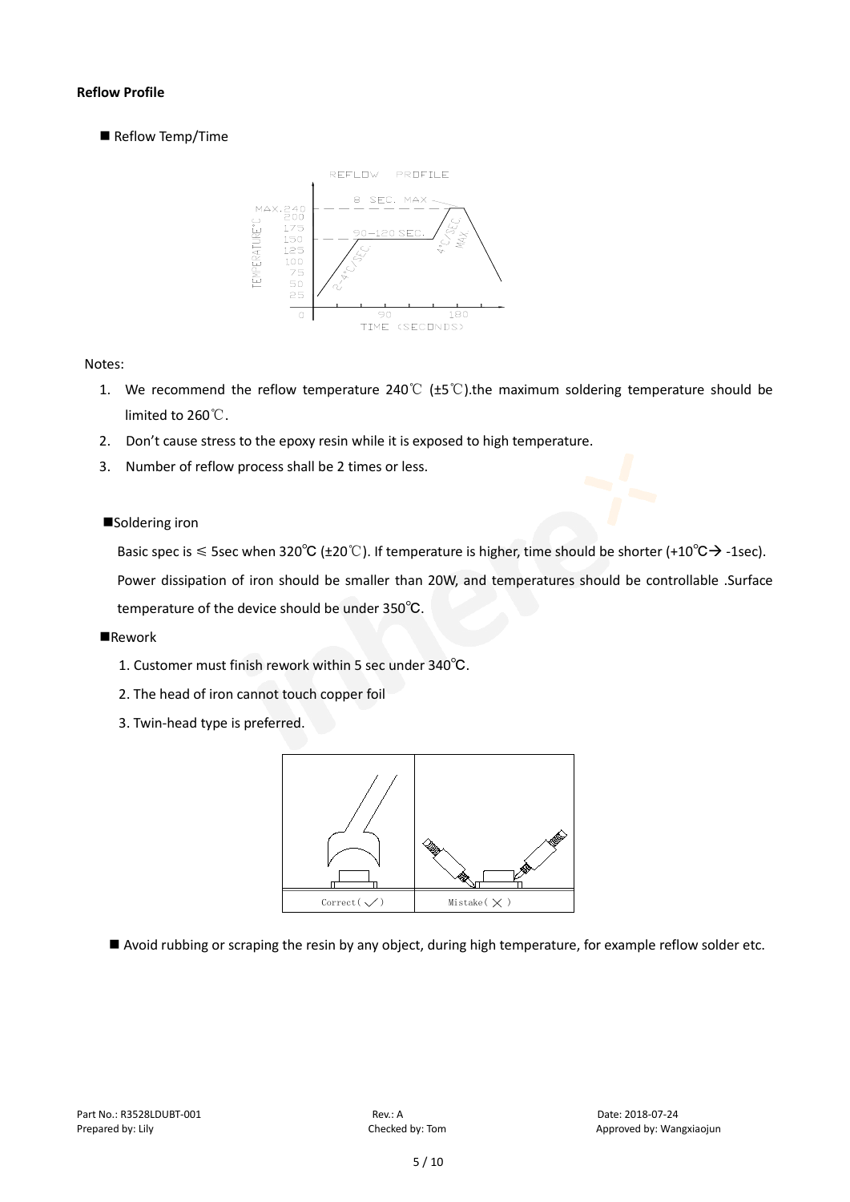**Reflow Profile**

■ Reflow Temp/Time

Notes:

1. We recommend the reflow temperature 240℃ (±5℃).the maximum soldering temperature should be limited to 260℃.
2. Don't cause stress to the epoxy resin while it is exposed to high temperature.
3. Number of reflow process shall be 2 times or less.

■Soldering iron

Basic spec is ≤ 5sec when 320℃ (±20℃). If temperature is higher, time should be shorter (+10℃→ -1sec). Power dissipation of iron should be smaller than 20W, and temperatures should be controllable .Surface temperature of the device should be under 350℃.

■Rework

1. Customer must finish rework within 5 sec under 340℃.
2. The head of iron cannot touch copper foil
3. Twin-head type is preferred.

■ Avoid rubbing or scraping the resin by any object, during high temperature, for example reflow solder etc.

Part No.: R3528LDUBT-001 Rev.: A Date: 2018-07-24

Prepared by: Lily Checked by: Tom Approved by: Wangxiaojun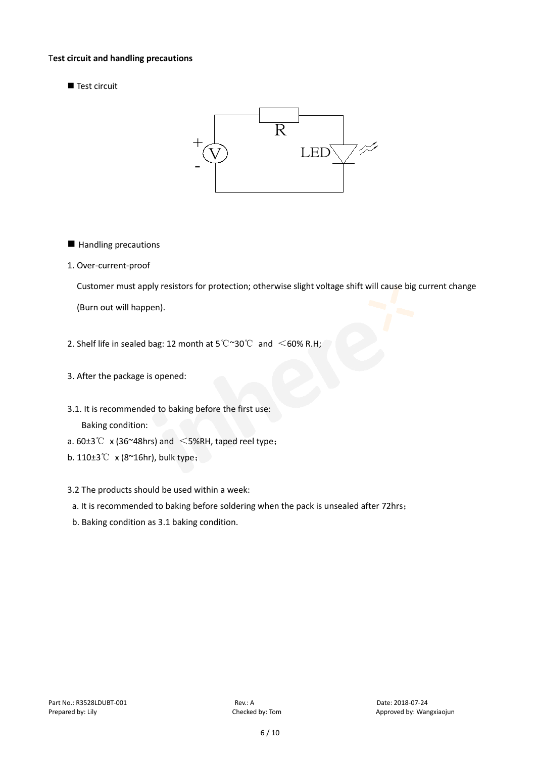**Test circuit and handling precautions**

■ Test circuit

■ Handling precautions

1. Over-current-proof

   Customer must apply resistors for protection; otherwise slight voltage shift will cause big current change (Burn out will happen).

2. Shelf life in sealed bag: 12 month at 5℃~30℃ and ＜60% R.H;

3. After the package is opened:

3.1. It is recommended to baking before the first use:

   Baking condition:

a. 60±3℃ x (36~48hrs) and ＜5%RH, taped reel type；

b. 110±3℃ x (8~16hr), bulk type；

3.2 The products should be used within a week:

a. It is recommended to baking before soldering when the pack is unsealed after 72hrs；

b. Baking condition as 3.1 baking condition.

Part No.: R3528LDUBT-001 Rev.: A Date: 2018-07-24
Prepared by: Lily Checked by: Tom Approved by: Wangxiaojun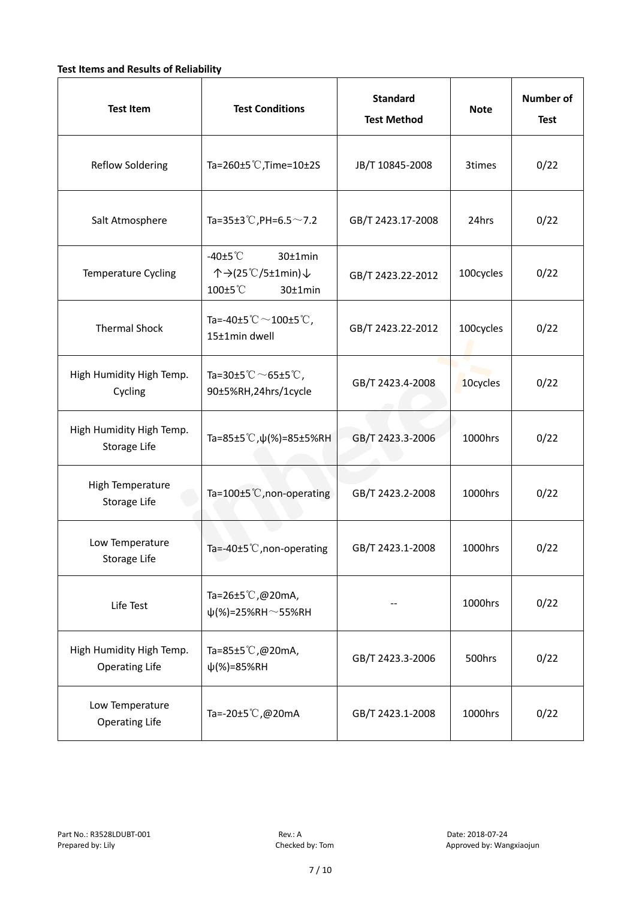**Test Items and Results of Reliability**

| Test Item | Test Conditions | Standard Test Method | Note | Number of Test |
|---|---|---|---|---|
| Reflow Soldering | Ta=260±5℃,Time=10±2S | JB/T 10845-2008 | 3times | 0/22 |
| Salt Atmosphere | Ta=35±3℃,PH=6.5～7.2 | GB/T 2423.17-2008 | 24hrs | 0/22 |
| Temperature Cycling | -40±5℃ 30±1min ↑→(25℃/5±1min)↓ 100±5℃ 30±1min | GB/T 2423.22-2012 | 100cycles | 0/22 |
| Thermal Shock | Ta=-40±5℃～100±5℃, 15±1min dwell | GB/T 2423.22-2012 | 100cycles | 0/22 |
| High Humidity High Temp. Cycling | Ta=30±5℃～65±5℃, 90±5%RH,24hrs/1cycle | GB/T 2423.4-2008 | 10cycles | 0/22 |
| High Humidity High Temp. Storage Life | Ta=85±5℃,ψ(%)=85±5%RH | GB/T 2423.3-2006 | 1000hrs | 0/22 |
| High Temperature Storage Life | Ta=100±5℃,non-operating | GB/T 2423.2-2008 | 1000hrs | 0/22 |
| Low Temperature Storage Life | Ta=-40±5℃,non-operating | GB/T 2423.1-2008 | 1000hrs | 0/22 |
| Life Test | Ta=26±5℃,@20mA, ψ(%)=25%RH～55%RH | -- | 1000hrs | 0/22 |
| High Humidity High Temp. Operating Life | Ta=85±5℃,@20mA, ψ(%)=85%RH | GB/T 2423.3-2006 | 500hrs | 0/22 |
| Low Temperature Operating Life | Ta=-20±5℃,@20mA | GB/T 2423.1-2008 | 1000hrs | 0/22 |

Part No.: R3528LDUBT-001　　Rev.: A　　Date: 2018-07-24
Prepared by: Lily　　Checked by: Tom　　Approved by: Wangxiaojun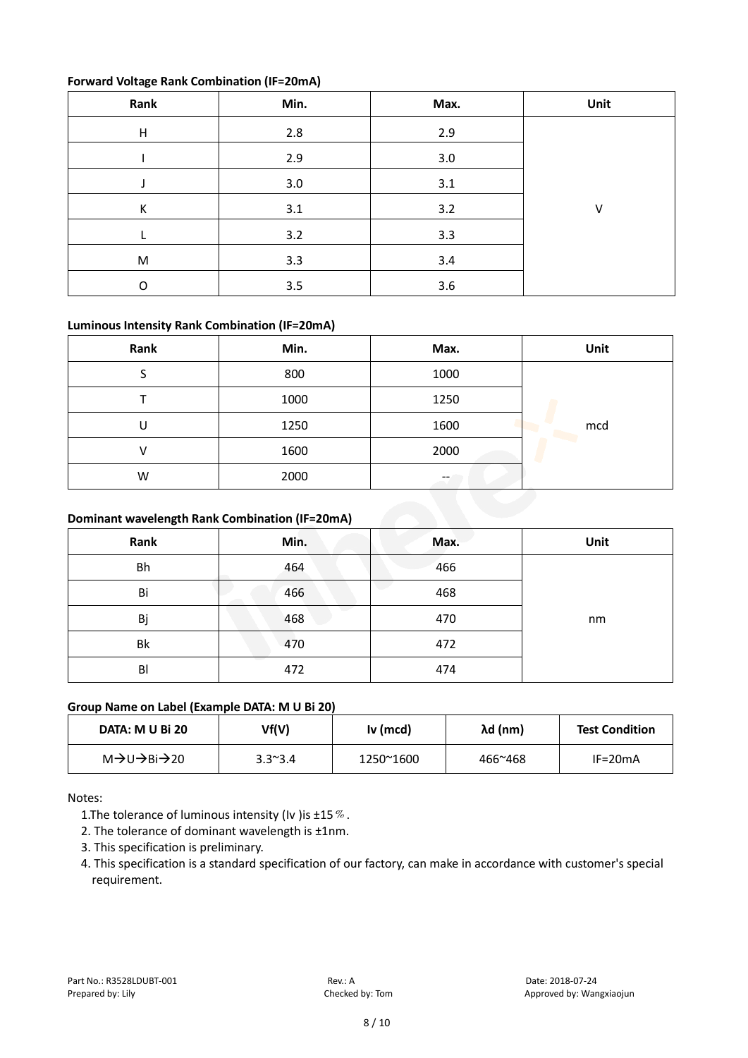**Forward Voltage Rank Combination (IF=20mA)**

| Rank | Min. | Max. | Unit |
|---|---|---|---|
| H | 2.8 | 2.9 | V |
| I | 2.9 | 3.0 | |
| J | 3.0 | 3.1 | |
| K | 3.1 | 3.2 | |
| L | 3.2 | 3.3 | |
| M | 3.3 | 3.4 | |
| O | 3.5 | 3.6 | |

**Luminous Intensity Rank Combination (IF=20mA)**

| Rank | Min. | Max. | Unit |
|---|---|---|---|
| S | 800 | 1000 | mcd |
| T | 1000 | 1250 | |
| U | 1250 | 1600 | |
| V | 1600 | 2000 | |
| W | 2000 | -- | |

**Dominant wavelength Rank Combination (IF=20mA)**

| Rank | Min. | Max. | Unit |
|---|---|---|---|
| Bh | 464 | 466 | nm |
| Bi | 466 | 468 | |
| Bj | 468 | 470 | |
| Bk | 470 | 472 | |
| Bl | 472 | 474 | |

**Group Name on Label (Example DATA: M U Bi 20)**

| DATA: M U Bi 20 | Vf(V) | Iv (mcd) | λd (nm) | Test Condition |
|---|---|---|---|---|
| M→U→Bi→20 | 3.3~3.4 | 1250~1600 | 466~468 | IF=20mA |

Notes:

1. The tolerance of luminous intensity (Iv ) is ±15％.
2. The tolerance of dominant wavelength is ±1nm.
3. This specification is preliminary.
4. This specification is a standard specification of our factory, can make in accordance with customer's special requirement.

Part No.: R3528LDUBT-001 Rev.: A Date: 2018-07-24
Prepared by: Lily Checked by: Tom Approved by: Wangxiaojun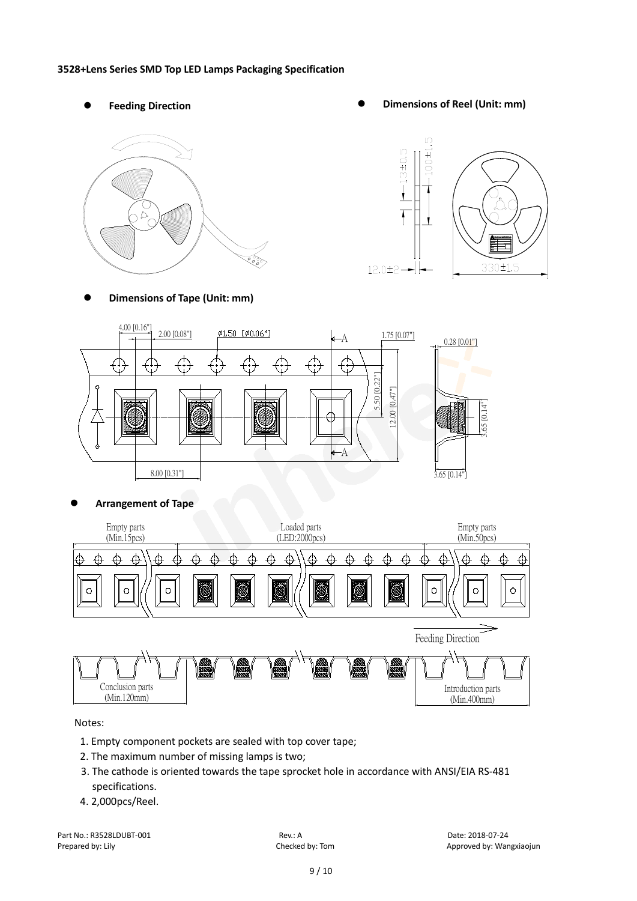**3528+Lens Series SMD Top LED Lamps Packaging Specification**

- **Feeding Direction**
- **Dimensions of Reel (Unit: mm)**

13±0.5

100±1.5

12.0±2

330±1.5

- **Dimensions of Tape (Unit: mm)**

4.00 [0.16"]

2.00 [0.08"]

Ø1.50 [Ø0.06"]

1.75 [0.07"]

0.28 [0.01"]

5.50 [0.22"]

12.00 [0.47"]

3.65 [0.14"]

8.00 [0.31"]

3.65 [0.14"]

- **Arrangement of Tape**

Empty parts (Min.15pcs)

Loaded parts (LED:2000pcs)

Empty parts (Min.50pcs)

Feeding Direction

Conclusion parts (Min.120mm)

Introduction parts (Min.400mm)

Notes:

1. Empty component pockets are sealed with top cover tape;
2. The maximum number of missing lamps is two;
3. The cathode is oriented towards the tape sprocket hole in accordance with ANSI/EIA RS-481 specifications.
4. 2,000pcs/Reel.

Part No.: R3528LDUBT-001 | Rev.: A | Date: 2018-07-24

Prepared by: Lily | Checked by: Tom | Approved by: Wangxiaojun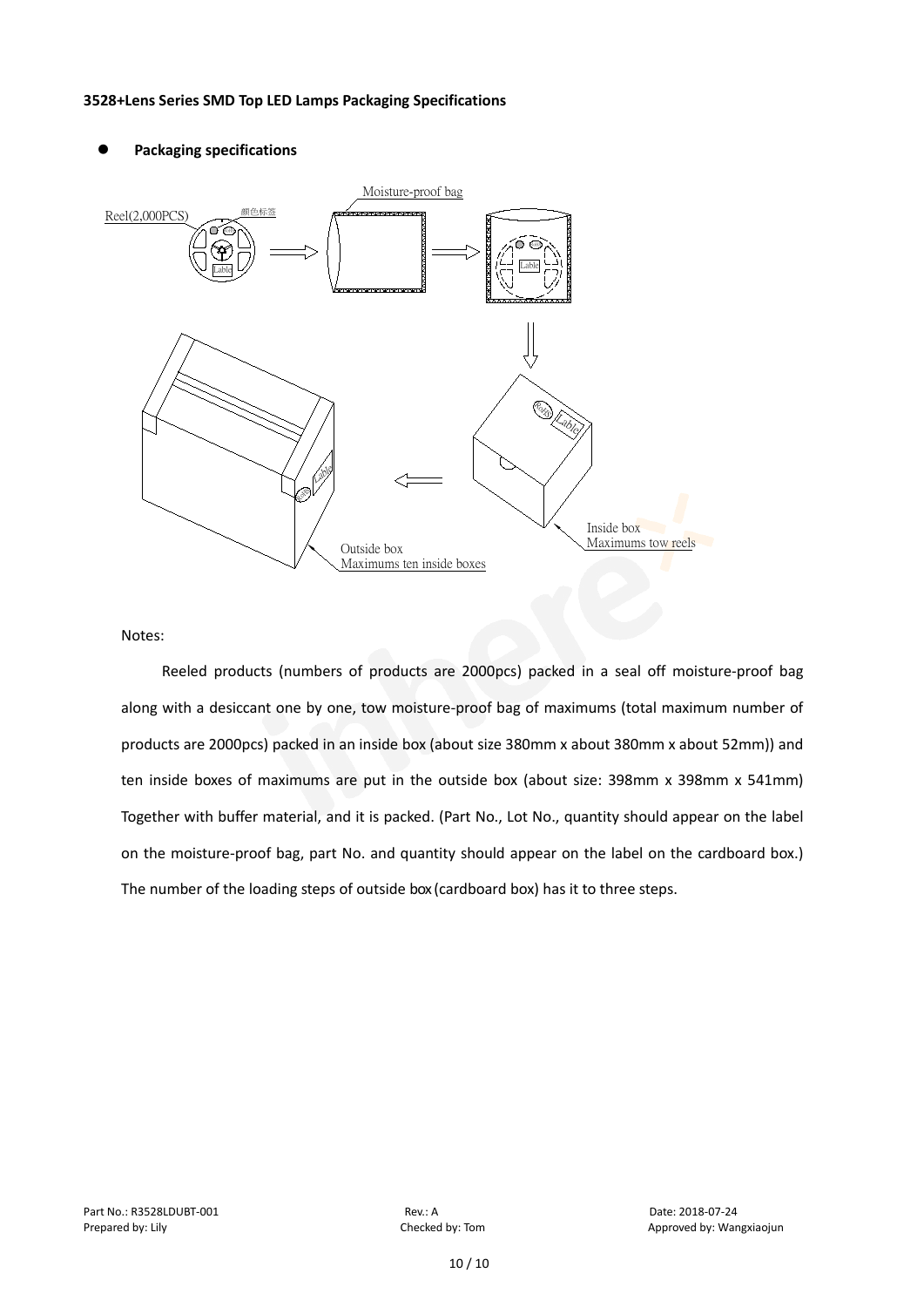**3528+Lens Series SMD Top LED Lamps Packaging Specifications**

- **Packaging specifications**

Moisture-proof bag

Reel(2,000PCS)

顔色标签

Lable

Inside box
Maximums tow reels

Outside box
Maximums ten inside boxes

Notes:

Reeled products (numbers of products are 2000pcs) packed in a seal off moisture-proof bag along with a desiccant one by one, tow moisture-proof bag of maximums (total maximum number of products are 2000pcs) packed in an inside box (about size 380mm x about 380mm x about 52mm)) and ten inside boxes of maximums are put in the outside box (about size: 398mm x 398mm x 541mm) Together with buffer material, and it is packed. (Part No., Lot No., quantity should appear on the label on the moisture-proof bag, part No. and quantity should appear on the label on the cardboard box.) The number of the loading steps of outside box (cardboard box) has it to three steps.

Part No.: R3528LDUBT-001 Rev.: A Date: 2018-07-24
Prepared by: Lily Checked by: Tom Approved by: Wangxiaojun